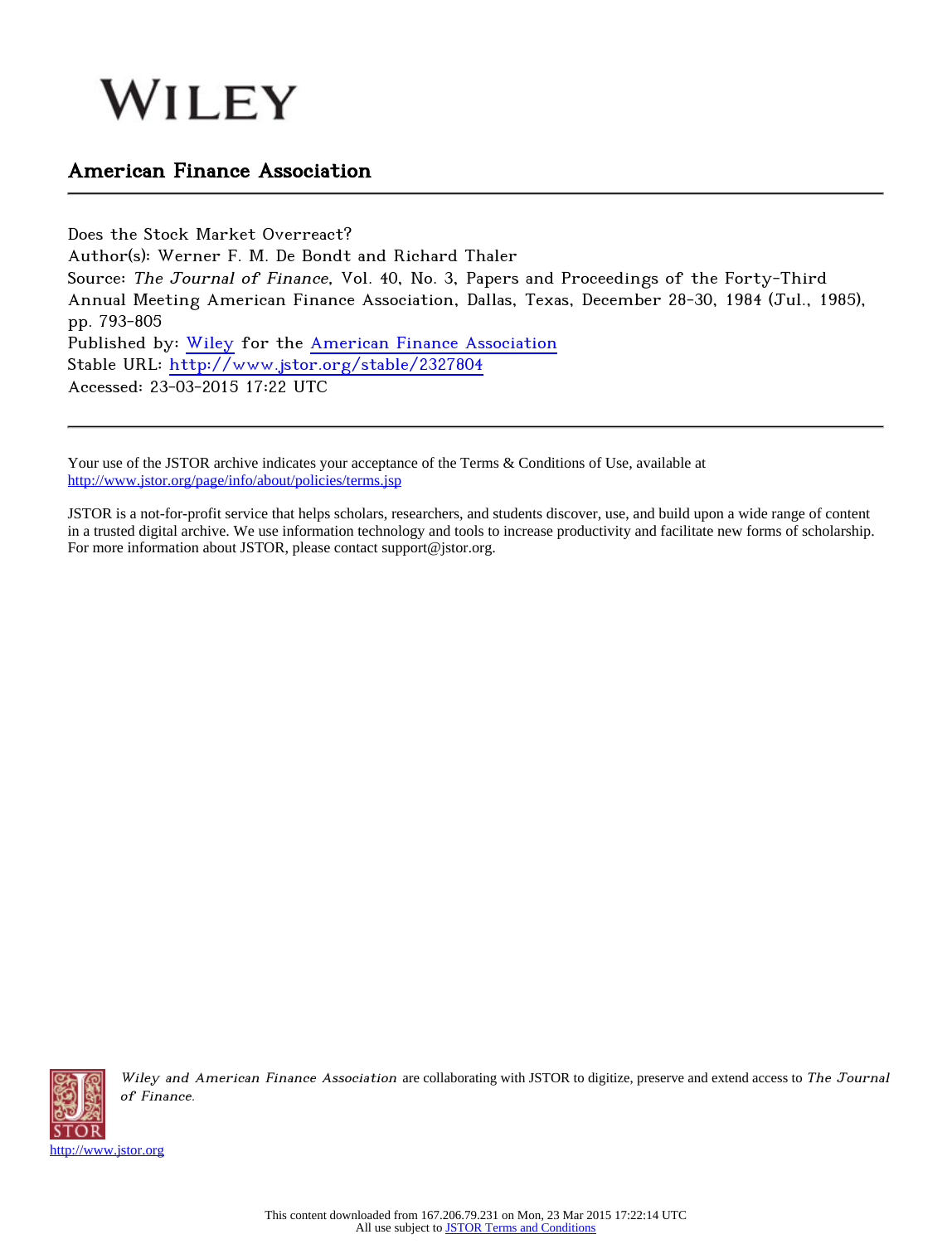WILEY

## American Finance Association

Does the Stock Market Overreact?
Author(s): Werner F. M. De Bondt and Richard Thaler
Source: *The Journal of Finance*, Vol. 40, No. 3, Papers and Proceedings of the Forty-Third Annual Meeting American Finance Association, Dallas, Texas, December 28-30, 1984 (Jul., 1985), pp. 793-805
Published by: Wiley for the American Finance Association
Stable URL: http://www.jstor.org/stable/2327804
Accessed: 23-03-2015 17:22 UTC

---

Your use of the JSTOR archive indicates your acceptance of the Terms & Conditions of Use, available at http://www.jstor.org/page/info/about/policies/terms.jsp

JSTOR is a not-for-profit service that helps scholars, researchers, and students discover, use, and build upon a wide range of content in a trusted digital archive. We use information technology and tools to increase productivity and facilitate new forms of scholarship. For more information about JSTOR, please contact support@jstor.org.

*Wiley and American Finance Association* are collaborating with JSTOR to digitize, preserve and extend access to *The Journal of Finance*.

http://www.jstor.org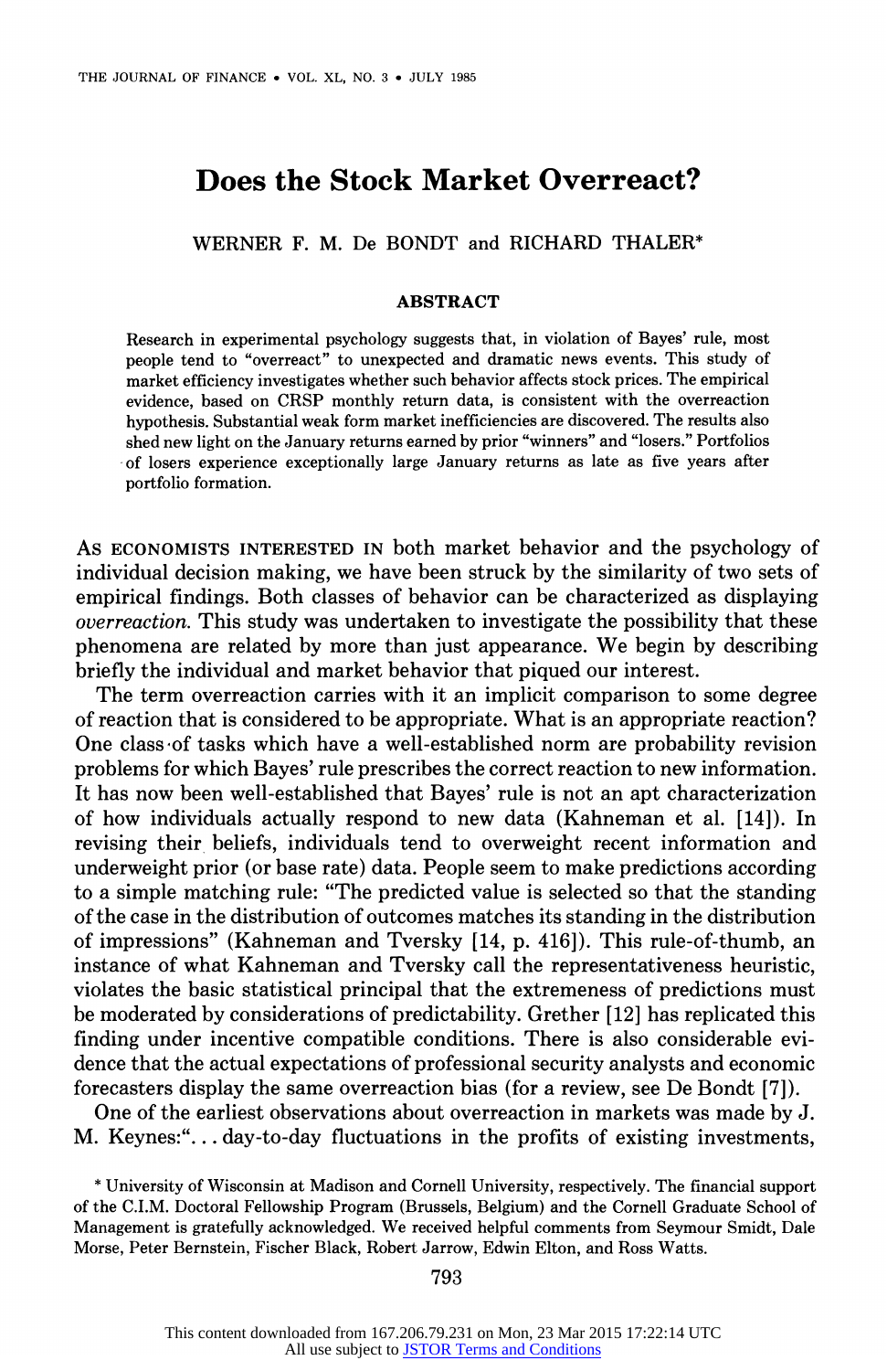# Does the Stock Market Overreact?

WERNER F. M. De BONDT and RICHARD THALER*

## ABSTRACT

Research in experimental psychology suggests that, in violation of Bayes' rule, most people tend to "overreact" to unexpected and dramatic news events. This study of market efficiency investigates whether such behavior affects stock prices. The empirical evidence, based on CRSP monthly return data, is consistent with the overreaction hypothesis. Substantial weak form market inefficiencies are discovered. The results also shed new light on the January returns earned by prior "winners" and "losers." Portfolios of losers experience exceptionally large January returns as late as five years after portfolio formation.

AS ECONOMISTS INTERESTED IN both market behavior and the psychology of individual decision making, we have been struck by the similarity of two sets of empirical findings. Both classes of behavior can be characterized as displaying *overreaction.* This study was undertaken to investigate the possibility that these phenomena are related by more than just appearance. We begin by describing briefly the individual and market behavior that piqued our interest.

The term overreaction carries with it an implicit comparison to some degree of reaction that is considered to be appropriate. What is an appropriate reaction? One class of tasks which have a well-established norm are probability revision problems for which Bayes' rule prescribes the correct reaction to new information. It has now been well-established that Bayes' rule is not an apt characterization of how individuals actually respond to new data (Kahneman et al. [14]). In revising their beliefs, individuals tend to overweight recent information and underweight prior (or base rate) data. People seem to make predictions according to a simple matching rule: "The predicted value is selected so that the standing of the case in the distribution of outcomes matches its standing in the distribution of impressions" (Kahneman and Tversky [14, p. 416]). This rule-of-thumb, an instance of what Kahneman and Tversky call the representativeness heuristic, violates the basic statistical principal that the extremeness of predictions must be moderated by considerations of predictability. Grether [12] has replicated this finding under incentive compatible conditions. There is also considerable evidence that the actual expectations of professional security analysts and economic forecasters display the same overreaction bias (for a review, see De Bondt [7]).

One of the earliest observations about overreaction in markets was made by J. M. Keynes:"... day-to-day fluctuations in the profits of existing investments,

* University of Wisconsin at Madison and Cornell University, respectively. The financial support of the C.I.M. Doctoral Fellowship Program (Brussels, Belgium) and the Cornell Graduate School of Management is gratefully acknowledged. We received helpful comments from Seymour Smidt, Dale Morse, Peter Bernstein, Fischer Black, Robert Jarrow, Edwin Elton, and Ross Watts.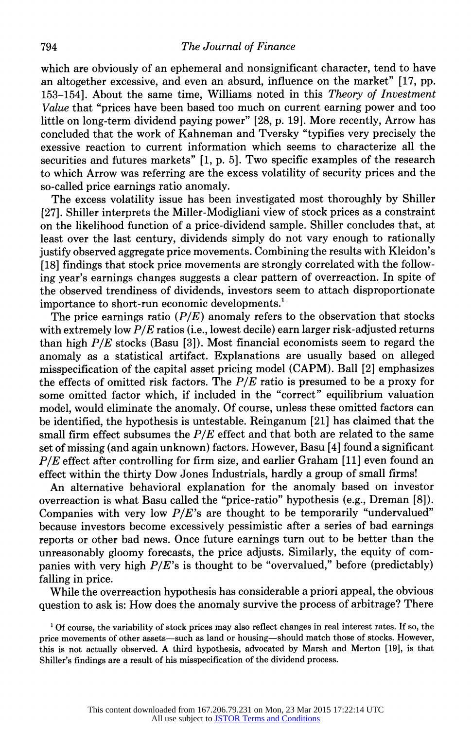which are obviously of an ephemeral and nonsignificant character, tend to have an altogether excessive, and even an absurd, influence on the market" [17, pp. 153–154]. About the same time, Williams noted in this *Theory of Investment Value* that "prices have been based too much on current earning power and too little on long-term dividend paying power" [28, p. 19]. More recently, Arrow has concluded that the work of Kahneman and Tversky "typifies very precisely the exessive reaction to current information which seems to characterize all the securities and futures markets" [1, p. 5]. Two specific examples of the research to which Arrow was referring are the excess volatility of security prices and the so-called price earnings ratio anomaly.

The excess volatility issue has been investigated most thoroughly by Shiller [27]. Shiller interprets the Miller-Modigliani view of stock prices as a constraint on the likelihood function of a price-dividend sample. Shiller concludes that, at least over the last century, dividends simply do not vary enough to rationally justify observed aggregate price movements. Combining the results with Kleidon's [18] findings that stock price movements are strongly correlated with the following year's earnings changes suggests a clear pattern of overreaction. In spite of the observed trendiness of dividends, investors seem to attach disproportionate importance to short-run economic developments.[1]

The price earnings ratio ($P/E$) anomaly refers to the observation that stocks with extremely low $P/E$ ratios (i.e., lowest decile) earn larger risk-adjusted returns than high $P/E$ stocks (Basu [3]). Most financial economists seem to regard the anomaly as a statistical artifact. Explanations are usually based on alleged misspecification of the capital asset pricing model (CAPM). Ball [2] emphasizes the effects of omitted risk factors. The $P/E$ ratio is presumed to be a proxy for some omitted factor which, if included in the "correct" equilibrium valuation model, would eliminate the anomaly. Of course, unless these omitted factors can be identified, the hypothesis is untestable. Reinganum [21] has claimed that the small firm effect subsumes the $P/E$ effect and that both are related to the same set of missing (and again unknown) factors. However, Basu [4] found a significant $P/E$ effect after controlling for firm size, and earlier Graham [11] even found an effect within the thirty Dow Jones Industrials, hardly a group of small firms!

An alternative behavioral explanation for the anomaly based on investor overreaction is what Basu called the "price-ratio" hypothesis (e.g., Dreman [8]). Companies with very low $P/E$'s are thought to be temporarily "undervalued" because investors become excessively pessimistic after a series of bad earnings reports or other bad news. Once future earnings turn out to be better than the unreasonably gloomy forecasts, the price adjusts. Similarly, the equity of companies with very high $P/E$'s is thought to be "overvalued," before (predictably) falling in price.

While the overreaction hypothesis has considerable a priori appeal, the obvious question to ask is: How does the anomaly survive the process of arbitrage? There

[1] Of course, the variability of stock prices may also reflect changes in real interest rates. If so, the price movements of other assets—such as land or housing—should match those of stocks. However, this is not actually observed. A third hypothesis, advocated by Marsh and Merton [19], is that Shiller's findings are a result of his misspecification of the dividend process.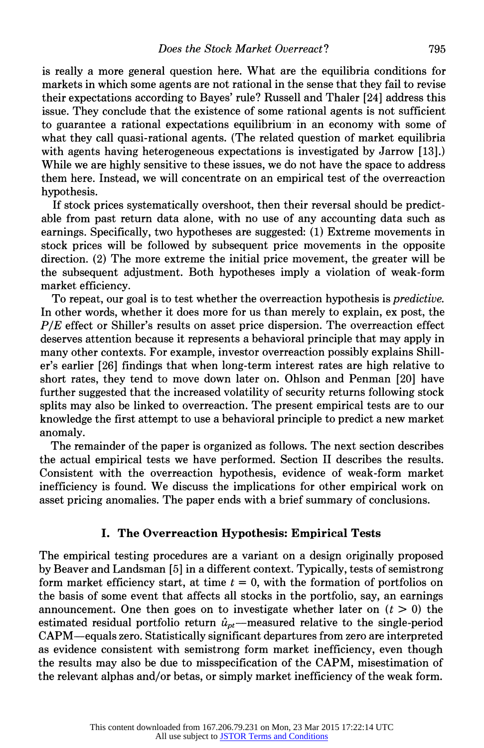is really a more general question here. What are the equilibria conditions for markets in which some agents are not rational in the sense that they fail to revise their expectations according to Bayes' rule? Russell and Thaler [24] address this issue. They conclude that the existence of some rational agents is not sufficient to guarantee a rational expectations equilibrium in an economy with some of what they call quasi-rational agents. (The related question of market equilibria with agents having heterogeneous expectations is investigated by Jarrow [13].) While we are highly sensitive to these issues, we do not have the space to address them here. Instead, we will concentrate on an empirical test of the overreaction hypothesis.

If stock prices systematically overshoot, then their reversal should be predictable from past return data alone, with no use of any accounting data such as earnings. Specifically, two hypotheses are suggested: (1) Extreme movements in stock prices will be followed by subsequent price movements in the opposite direction. (2) The more extreme the initial price movement, the greater will be the subsequent adjustment. Both hypotheses imply a violation of weak-form market efficiency.

To repeat, our goal is to test whether the overreaction hypothesis is *predictive*. In other words, whether it does more for us than merely to explain, ex post, the *P/E* effect or Shiller's results on asset price dispersion. The overreaction effect deserves attention because it represents a behavioral principle that may apply in many other contexts. For example, investor overreaction possibly explains Shiller's earlier [26] findings that when long-term interest rates are high relative to short rates, they tend to move down later on. Ohlson and Penman [20] have further suggested that the increased volatility of security returns following stock splits may also be linked to overreaction. The present empirical tests are to our knowledge the first attempt to use a behavioral principle to predict a new market anomaly.

The remainder of the paper is organized as follows. The next section describes the actual empirical tests we have performed. Section II describes the results. Consistent with the overreaction hypothesis, evidence of weak-form market inefficiency is found. We discuss the implications for other empirical work on asset pricing anomalies. The paper ends with a brief summary of conclusions.

## I. The Overreaction Hypothesis: Empirical Tests

The empirical testing procedures are a variant on a design originally proposed by Beaver and Landsman [5] in a different context. Typically, tests of semistrong form market efficiency start, at time $t = 0$, with the formation of portfolios on the basis of some event that affects all stocks in the portfolio, say, an earnings announcement. One then goes on to investigate whether later on ($t > 0$) the estimated residual portfolio return $\hat{u}_{pt}$—measured relative to the single-period CAPM—equals zero. Statistically significant departures from zero are interpreted as evidence consistent with semistrong form market inefficiency, even though the results may also be due to misspecification of the CAPM, misestimation of the relevant alphas and/or betas, or simply market inefficiency of the weak form.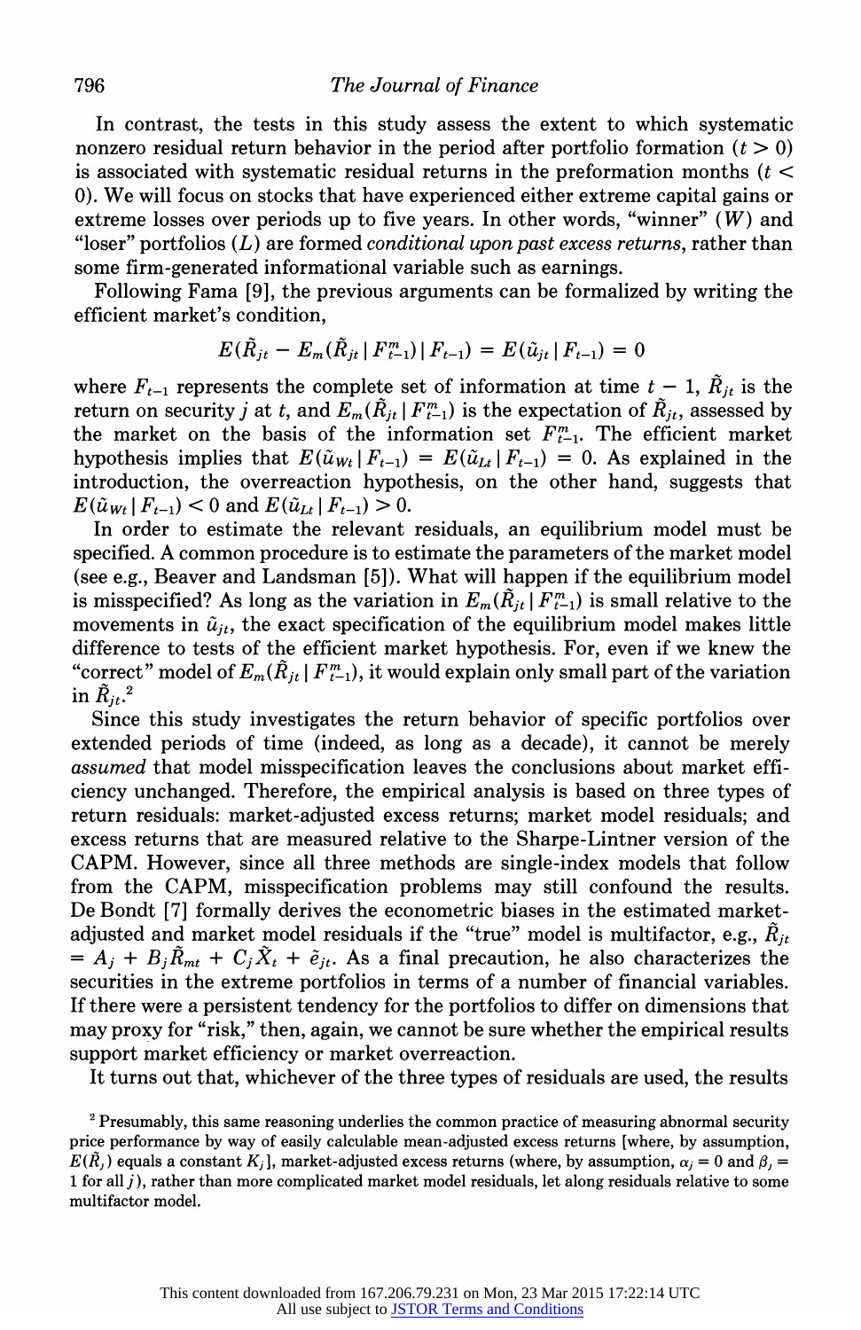In contrast, the tests in this study assess the extent to which systematic nonzero residual return behavior in the period after portfolio formation ($t > 0$) is associated with systematic residual returns in the preformation months ($t < 0$). We will focus on stocks that have experienced either extreme capital gains or extreme losses over periods up to five years. In other words, "winner" ($W$) and "loser" portfolios ($L$) are formed *conditional upon past excess returns*, rather than some firm-generated informational variable such as earnings.

Following Fama [9], the previous arguments can be formalized by writing the efficient market's condition,

$$E(\tilde{R}_{jt} - E_m(\tilde{R}_{jt} \mid F^m_{t-1}) \mid F_{t-1}) = E(\tilde{u}_{jt} \mid F_{t-1}) = 0$$

where $F_{t-1}$ represents the complete set of information at time $t-1$, $\tilde{R}_{jt}$ is the return on security $j$ at $t$, and $E_m(\tilde{R}_{jt} \mid F^m_{t-1})$ is the expectation of $\tilde{R}_{jt}$, assessed by the market on the basis of the information set $F^m_{t-1}$. The efficient market hypothesis implies that $E(\tilde{u}_{Wt} \mid F_{t-1}) = E(\tilde{u}_{Lt} \mid F_{t-1}) = 0$. As explained in the introduction, the overreaction hypothesis, on the other hand, suggests that $E(\tilde{u}_{Wt} \mid F_{t-1}) < 0$ and $E(\tilde{u}_{Lt} \mid F_{t-1}) > 0$.

In order to estimate the relevant residuals, an equilibrium model must be specified. A common procedure is to estimate the parameters of the market model (see e.g., Beaver and Landsman [5]). What will happen if the equilibrium model is misspecified? As long as the variation in $E_m(\tilde{R}_{jt} \mid F^m_{t-1})$ is small relative to the movements in $\tilde{u}_{jt}$, the exact specification of the equilibrium model makes little difference to tests of the efficient market hypothesis. For, even if we knew the "correct" model of $E_m(\tilde{R}_{jt} \mid F^m_{t-1})$, it would explain only small part of the variation in $\tilde{R}_{jt}$.[2]

Since this study investigates the return behavior of specific portfolios over extended periods of time (indeed, as long as a decade), it cannot be merely *assumed* that model misspecification leaves the conclusions about market efficiency unchanged. Therefore, the empirical analysis is based on three types of return residuals: market-adjusted excess returns; market model residuals; and excess returns that are measured relative to the Sharpe-Lintner version of the CAPM. However, since all three methods are single-index models that follow from the CAPM, misspecification problems may still confound the results. De Bondt [7] formally derives the econometric biases in the estimated market-adjusted and market model residuals if the "true" model is multifactor, e.g., $\tilde{R}_{jt} = A_j + B_j\tilde{R}_{mt} + C_j\tilde{X}_t + \tilde{e}_{jt}$. As a final precaution, he also characterizes the securities in the extreme portfolios in terms of a number of financial variables. If there were a persistent tendency for the portfolios to differ on dimensions that may proxy for "risk," then, again, we cannot be sure whether the empirical results support market efficiency or market overreaction.

It turns out that, whichever of the three types of residuals are used, the results

[2] Presumably, this same reasoning underlies the common practice of measuring abnormal security price performance by way of easily calculable mean-adjusted excess returns [where, by assumption, $E(\tilde{R}_j)$ equals a constant $K_j$], market-adjusted excess returns (where, by assumption, $\alpha_j = 0$ and $\beta_j = 1$ for all $j$), rather than more complicated market model residuals, let along residuals relative to some multifactor model.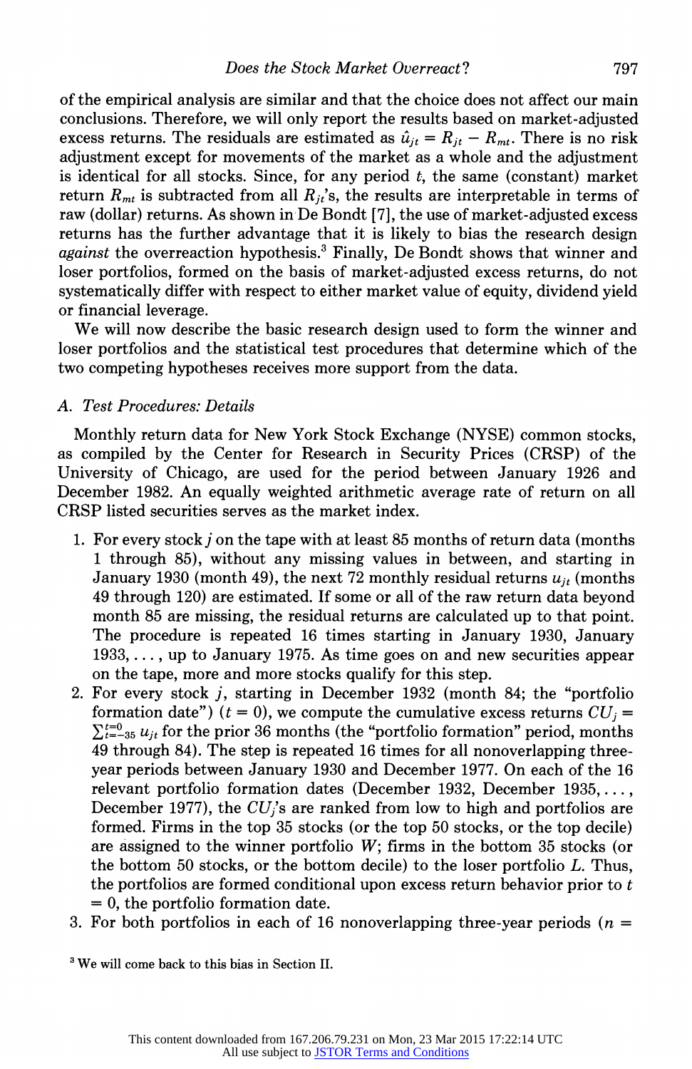of the empirical analysis are similar and that the choice does not affect our main conclusions. Therefore, we will only report the results based on market-adjusted excess returns. The residuals are estimated as $\hat{u}_{jt} = R_{jt} - R_{mt}$. There is no risk adjustment except for movements of the market as a whole and the adjustment is identical for all stocks. Since, for any period $t$, the same (constant) market return $R_{mt}$ is subtracted from all $R_{jt}$'s, the results are interpretable in terms of raw (dollar) returns. As shown in De Bondt [7], the use of market-adjusted excess returns has the further advantage that it is likely to bias the research design *against* the overreaction hypothesis.[3] Finally, De Bondt shows that winner and loser portfolios, formed on the basis of market-adjusted excess returns, do not systematically differ with respect to either market value of equity, dividend yield or financial leverage.

We will now describe the basic research design used to form the winner and loser portfolios and the statistical test procedures that determine which of the two competing hypotheses receives more support from the data.

### A. Test Procedures: Details

Monthly return data for New York Stock Exchange (NYSE) common stocks, as compiled by the Center for Research in Security Prices (CRSP) of the University of Chicago, are used for the period between January 1926 and December 1982. An equally weighted arithmetic average rate of return on all CRSP listed securities serves as the market index.

1. For every stock $j$ on the tape with at least 85 months of return data (months 1 through 85), without any missing values in between, and starting in January 1930 (month 49), the next 72 monthly residual returns $u_{jt}$ (months 49 through 120) are estimated. If some or all of the raw return data beyond month 85 are missing, the residual returns are calculated up to that point. The procedure is repeated 16 times starting in January 1930, January 1933, ..., up to January 1975. As time goes on and new securities appear on the tape, more and more stocks qualify for this step.
2. For every stock $j$, starting in December 1932 (month 84; the "portfolio formation date") ($t = 0$), we compute the cumulative excess returns $CU_j = \sum_{t=-35}^{t=0} u_{jt}$ for the prior 36 months (the "portfolio formation" period, months 49 through 84). The step is repeated 16 times for all nonoverlapping three-year periods between January 1930 and December 1977. On each of the 16 relevant portfolio formation dates (December 1932, December 1935, ..., December 1977), the $CU_j$'s are ranked from low to high and portfolios are formed. Firms in the top 35 stocks (or the top 50 stocks, or the top decile) are assigned to the winner portfolio $W$; firms in the bottom 35 stocks (or the bottom 50 stocks, or the bottom decile) to the loser portfolio $L$. Thus, the portfolios are formed conditional upon excess return behavior prior to $t = 0$, the portfolio formation date.
3. For both portfolios in each of 16 nonoverlapping three-year periods ($n =$

[3] We will come back to this bias in Section II.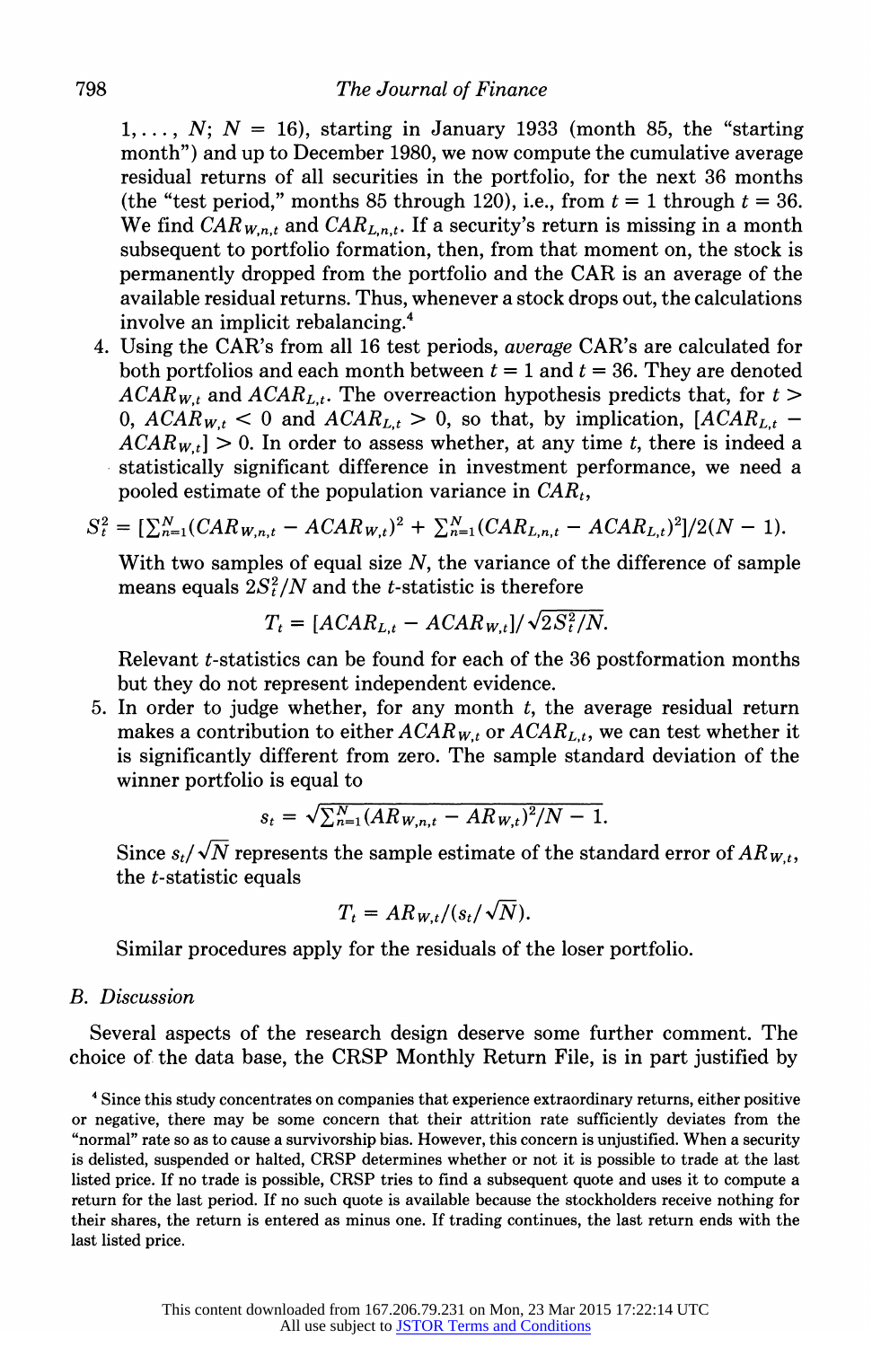1, ..., $N$; $N$ = 16), starting in January 1933 (month 85, the "starting month") and up to December 1980, we now compute the cumulative average residual returns of all securities in the portfolio, for the next 36 months (the "test period," months 85 through 120), i.e., from $t = 1$ through $t = 36$. We find $CAR_{W,n,t}$ and $CAR_{L,n,t}$. If a security's return is missing in a month subsequent to portfolio formation, then, from that moment on, the stock is permanently dropped from the portfolio and the CAR is an average of the available residual returns. Thus, whenever a stock drops out, the calculations involve an implicit rebalancing.[4]

4. Using the CAR's from all 16 test periods, *average* CAR's are calculated for both portfolios and each month between $t = 1$ and $t = 36$. They are denoted $ACAR_{W,t}$ and $ACAR_{L,t}$. The overreaction hypothesis predicts that, for $t > 0$, $ACAR_{W,t} < 0$ and $ACAR_{L,t} > 0$, so that, by implication, $[ACAR_{L,t} - ACAR_{W,t}] > 0$. In order to assess whether, at any time $t$, there is indeed a statistically significant difference in investment performance, we need a pooled estimate of the population variance in $CAR_t$,

$$S_t^2 = [\textstyle\sum_{n=1}^{N}(CAR_{W,n,t} - ACAR_{W,t})^2 + \sum_{n=1}^{N}(CAR_{L,n,t} - ACAR_{L,t})^2]/2(N-1).$$

With two samples of equal size $N$, the variance of the difference of sample means equals $2S_t^2/N$ and the $t$-statistic is therefore

$$T_t = [ACAR_{L,t} - ACAR_{W,t}]/\sqrt{2S_t^2/N}.$$

Relevant $t$-statistics can be found for each of the 36 postformation months but they do not represent independent evidence.

5. In order to judge whether, for any month $t$, the average residual return makes a contribution to either $ACAR_{W,t}$ or $ACAR_{L,t}$, we can test whether it is significantly different from zero. The sample standard deviation of the winner portfolio is equal to

$$s_t = \sqrt{\textstyle\sum_{n=1}^{N}(AR_{W,n,t} - AR_{W,t})^2/N - 1}.$$

Since $s_t/\sqrt{N}$ represents the sample estimate of the standard error of $AR_{W,t}$, the $t$-statistic equals

$$T_t = AR_{W,t}/(s_t/\sqrt{N}).$$

Similar procedures apply for the residuals of the loser portfolio.

### B. Discussion

Several aspects of the research design deserve some further comment. The choice of the data base, the CRSP Monthly Return File, is in part justified by

[4] Since this study concentrates on companies that experience extraordinary returns, either positive or negative, there may be some concern that their attrition rate sufficiently deviates from the "normal" rate so as to cause a survivorship bias. However, this concern is unjustified. When a security is delisted, suspended or halted, CRSP determines whether or not it is possible to trade at the last listed price. If no trade is possible, CRSP tries to find a subsequent quote and uses it to compute a return for the last period. If no such quote is available because the stockholders receive nothing for their shares, the return is entered as minus one. If trading continues, the last return ends with the last listed price.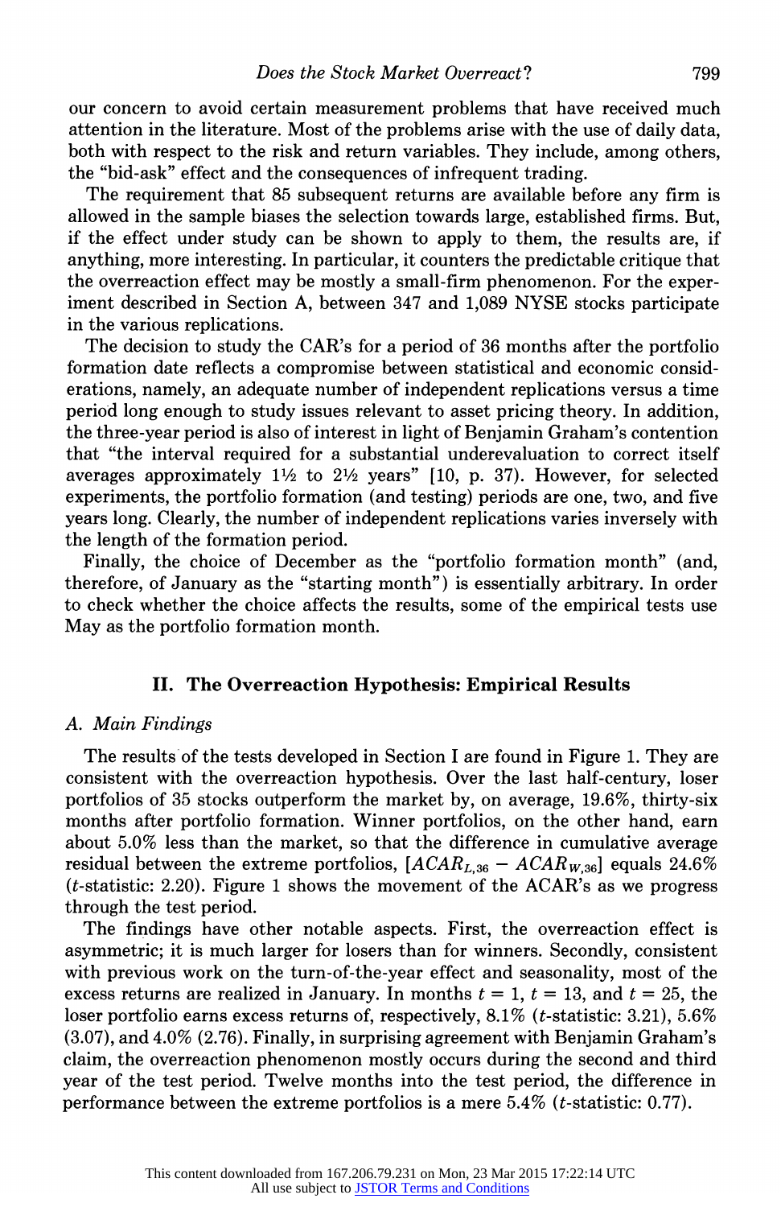our concern to avoid certain measurement problems that have received much attention in the literature. Most of the problems arise with the use of daily data, both with respect to the risk and return variables. They include, among others, the "bid-ask" effect and the consequences of infrequent trading.

The requirement that 85 subsequent returns are available before any firm is allowed in the sample biases the selection towards large, established firms. But, if the effect under study can be shown to apply to them, the results are, if anything, more interesting. In particular, it counters the predictable critique that the overreaction effect may be mostly a small-firm phenomenon. For the experiment described in Section A, between 347 and 1,089 NYSE stocks participate in the various replications.

The decision to study the CAR's for a period of 36 months after the portfolio formation date reflects a compromise between statistical and economic considerations, namely, an adequate number of independent replications versus a time period long enough to study issues relevant to asset pricing theory. In addition, the three-year period is also of interest in light of Benjamin Graham's contention that "the interval required for a substantial underevaluation to correct itself averages approximately 1½ to 2½ years" [10, p. 37). However, for selected experiments, the portfolio formation (and testing) periods are one, two, and five years long. Clearly, the number of independent replications varies inversely with the length of the formation period.

Finally, the choice of December as the "portfolio formation month" (and, therefore, of January as the "starting month") is essentially arbitrary. In order to check whether the choice affects the results, some of the empirical tests use May as the portfolio formation month.

## II. The Overreaction Hypothesis: Empirical Results

### A. Main Findings

The results of the tests developed in Section I are found in Figure 1. They are consistent with the overreaction hypothesis. Over the last half-century, loser portfolios of 35 stocks outperform the market by, on average, 19.6%, thirty-six months after portfolio formation. Winner portfolios, on the other hand, earn about 5.0% less than the market, so that the difference in cumulative average residual between the extreme portfolios, $[ACAR_{L,36} - ACAR_{W,36}]$ equals 24.6% ($t$-statistic: 2.20). Figure 1 shows the movement of the ACAR's as we progress through the test period.

The findings have other notable aspects. First, the overreaction effect is asymmetric; it is much larger for losers than for winners. Secondly, consistent with previous work on the turn-of-the-year effect and seasonality, most of the excess returns are realized in January. In months $t = 1$, $t = 13$, and $t = 25$, the loser portfolio earns excess returns of, respectively, 8.1% ($t$-statistic: 3.21), 5.6% (3.07), and 4.0% (2.76). Finally, in surprising agreement with Benjamin Graham's claim, the overreaction phenomenon mostly occurs during the second and third year of the test period. Twelve months into the test period, the difference in performance between the extreme portfolios is a mere 5.4% ($t$-statistic: 0.77).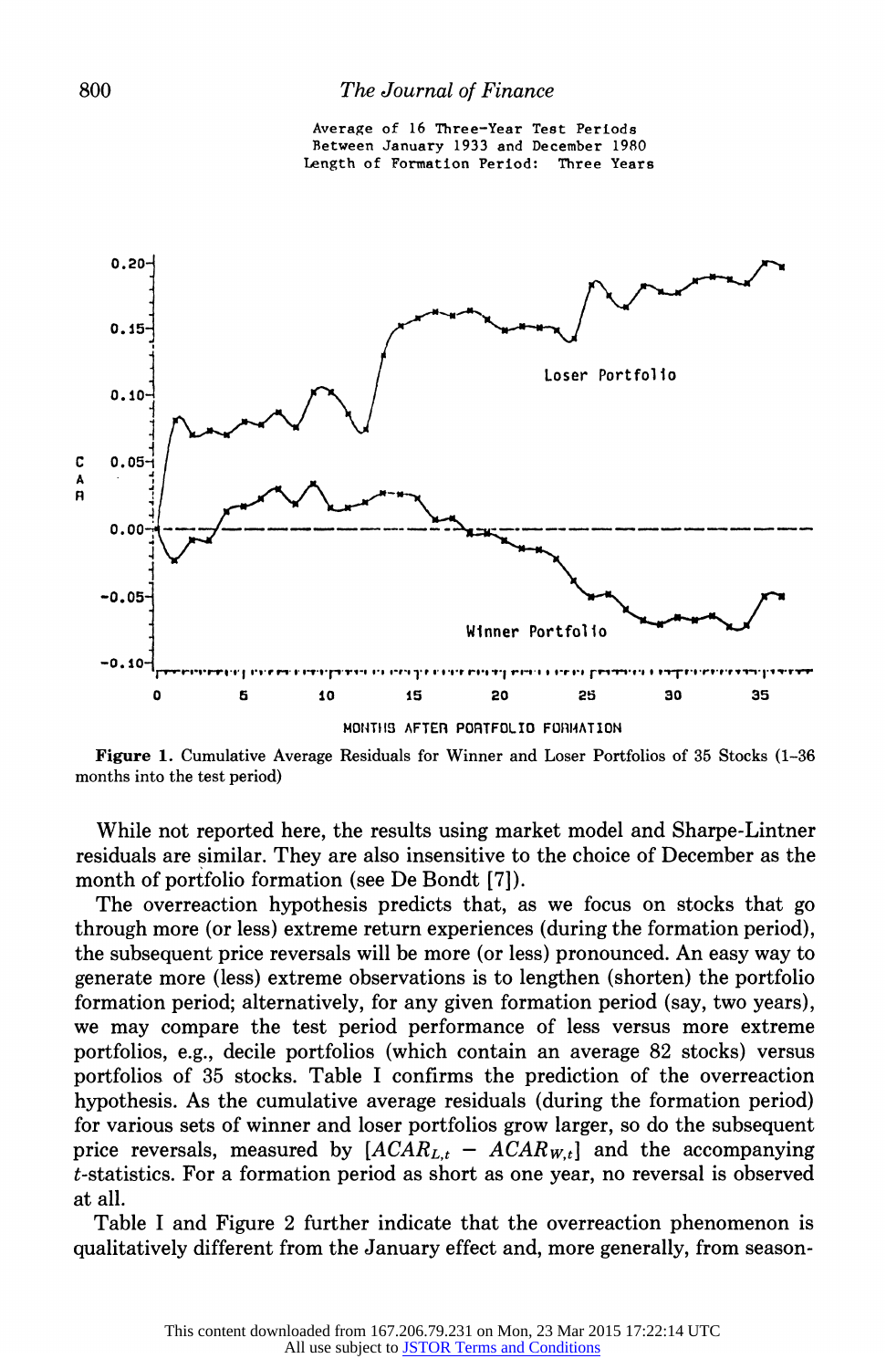Average of 16 Three-Year Test Periods
Between January 1933 and December 1980
Length of Formation Period: Three Years

**Figure 1.** Cumulative Average Residuals for Winner and Loser Portfolios of 35 Stocks (1–36 months into the test period)

While not reported here, the results using market model and Sharpe-Lintner residuals are similar. They are also insensitive to the choice of December as the month of portfolio formation (see De Bondt [7]).

The overreaction hypothesis predicts that, as we focus on stocks that go through more (or less) extreme return experiences (during the formation period), the subsequent price reversals will be more (or less) pronounced. An easy way to generate more (less) extreme observations is to lengthen (shorten) the portfolio formation period; alternatively, for any given formation period (say, two years), we may compare the test period performance of less versus more extreme portfolios, e.g., decile portfolios (which contain an average 82 stocks) versus portfolios of 35 stocks. Table I confirms the prediction of the overreaction hypothesis. As the cumulative average residuals (during the formation period) for various sets of winner and loser portfolios grow larger, so do the subsequent price reversals, measured by $[ACAR_{L,t} - ACAR_{W,t}]$ and the accompanying $t$-statistics. For a formation period as short as one year, no reversal is observed at all.

Table I and Figure 2 further indicate that the overreaction phenomenon is qualitatively different from the January effect and, more generally, from season-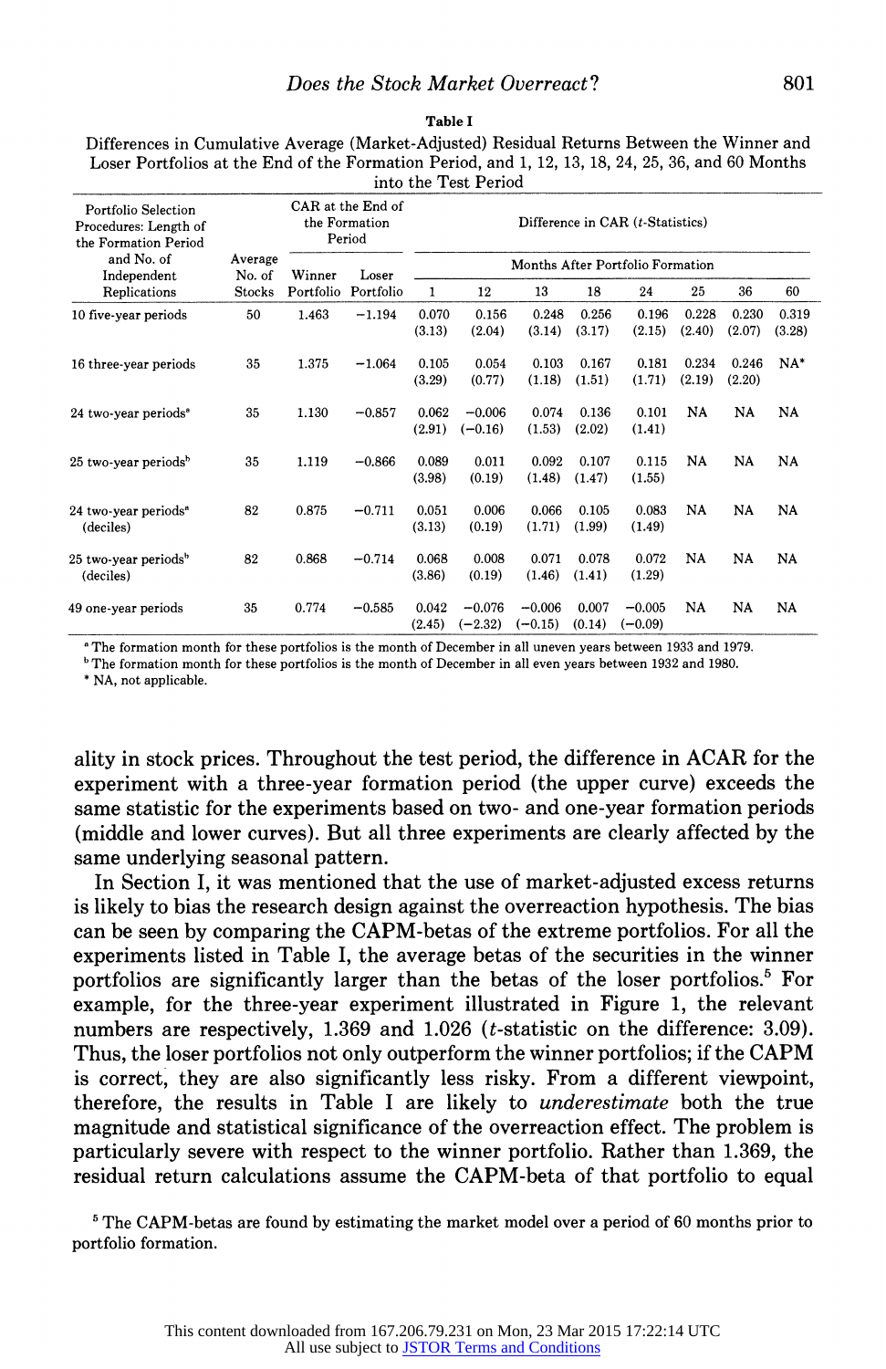**Table I**

Differences in Cumulative Average (Market-Adjusted) Residual Returns Between the Winner and Loser Portfolios at the End of the Formation Period, and 1, 12, 13, 18, 24, 25, 36, and 60 Months into the Test Period

| Portfolio Selection Procedures: Length of the Formation Period and No. of Independent Replications | Average No. of Stocks | CAR at the End of the Formation Period | | Difference in CAR (t-Statistics) | | | | | | | |
|---|---|---|---|---|---|---|---|---|---|---|---|
| | | | | Months After Portfolio Formation | | | | | | | |
| | | Winner Portfolio | Loser Portfolio | 1 | 12 | 13 | 18 | 24 | 25 | 36 | 60 |
| 10 five-year periods | 50 | 1.463 | −1.194 | 0.070 (3.13) | 0.156 (2.04) | 0.248 (3.14) | 0.256 (3.17) | 0.196 (2.15) | 0.228 (2.40) | 0.230 (2.07) | 0.319 (3.28) |
| 16 three-year periods | 35 | 1.375 | −1.064 | 0.105 (3.29) | 0.054 (0.77) | 0.103 (1.18) | 0.167 (1.51) | 0.181 (1.71) | 0.234 (2.19) | 0.246 (2.20) | NA* |
| 24 two-year periods[a] | 35 | 1.130 | −0.857 | 0.062 (2.91) | −0.006 (−0.16) | 0.074 (1.53) | 0.136 (2.02) | 0.101 (1.41) | NA | NA | NA |
| 25 two-year periods[b] | 35 | 1.119 | −0.866 | 0.089 (3.98) | 0.011 (0.19) | 0.092 (1.48) | 0.107 (1.47) | 0.115 (1.55) | NA | NA | NA |
| 24 two-year periods[a] (deciles) | 82 | 0.875 | −0.711 | 0.051 (3.13) | 0.006 (0.19) | 0.066 (1.71) | 0.105 (1.99) | 0.083 (1.49) | NA | NA | NA |
| 25 two-year periods[b] (deciles) | 82 | 0.868 | −0.714 | 0.068 (3.86) | 0.008 (0.19) | 0.071 (1.46) | 0.078 (1.41) | 0.072 (1.29) | NA | NA | NA |
| 49 one-year periods | 35 | 0.774 | −0.585 | 0.042 (2.45) | −0.076 (−2.32) | −0.006 (−0.15) | 0.007 (0.14) | −0.005 (−0.09) | NA | NA | NA |

[a] The formation month for these portfolios is the month of December in all uneven years between 1933 and 1979.
[b] The formation month for these portfolios is the month of December in all even years between 1932 and 1980.
\* NA, not applicable.

ality in stock prices. Throughout the test period, the difference in ACAR for the experiment with a three-year formation period (the upper curve) exceeds the same statistic for the experiments based on two- and one-year formation periods (middle and lower curves). But all three experiments are clearly affected by the same underlying seasonal pattern.

In Section I, it was mentioned that the use of market-adjusted excess returns is likely to bias the research design against the overreaction hypothesis. The bias can be seen by comparing the CAPM-betas of the extreme portfolios. For all the experiments listed in Table I, the average betas of the securities in the winner portfolios are significantly larger than the betas of the loser portfolios.[5] For example, for the three-year experiment illustrated in Figure 1, the relevant numbers are respectively, 1.369 and 1.026 (t-statistic on the difference: 3.09). Thus, the loser portfolios not only outperform the winner portfolios; if the CAPM is correct, they are also significantly less risky. From a different viewpoint, therefore, the results in Table I are likely to *underestimate* both the true magnitude and statistical significance of the overreaction effect. The problem is particularly severe with respect to the winner portfolio. Rather than 1.369, the residual return calculations assume the CAPM-beta of that portfolio to equal

[5] The CAPM-betas are found by estimating the market model over a period of 60 months prior to portfolio formation.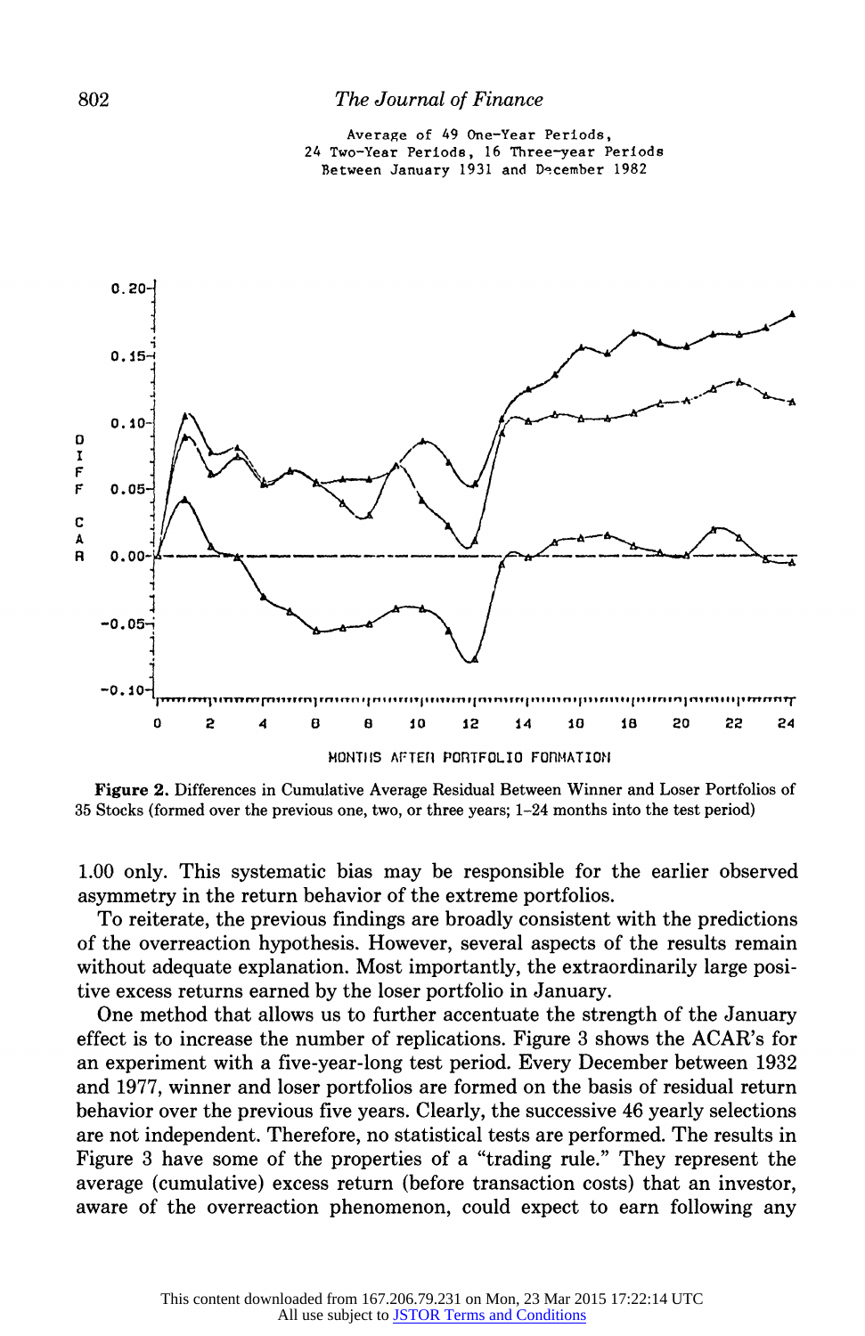Average of 49 One-Year Periods, 24 Two-Year Periods, 16 Three-year Periods Between January 1931 and December 1982

**Figure 2.** Differences in Cumulative Average Residual Between Winner and Loser Portfolios of 35 Stocks (formed over the previous one, two, or three years; 1–24 months into the test period)

1.00 only. This systematic bias may be responsible for the earlier observed asymmetry in the return behavior of the extreme portfolios.

To reiterate, the previous findings are broadly consistent with the predictions of the overreaction hypothesis. However, several aspects of the results remain without adequate explanation. Most importantly, the extraordinarily large positive excess returns earned by the loser portfolio in January.

One method that allows us to further accentuate the strength of the January effect is to increase the number of replications. Figure 3 shows the ACAR's for an experiment with a five-year-long test period. Every December between 1932 and 1977, winner and loser portfolios are formed on the basis of residual return behavior over the previous five years. Clearly, the successive 46 yearly selections are not independent. Therefore, no statistical tests are performed. The results in Figure 3 have some of the properties of a "trading rule." They represent the average (cumulative) excess return (before transaction costs) that an investor, aware of the overreaction phenomenon, could expect to earn following any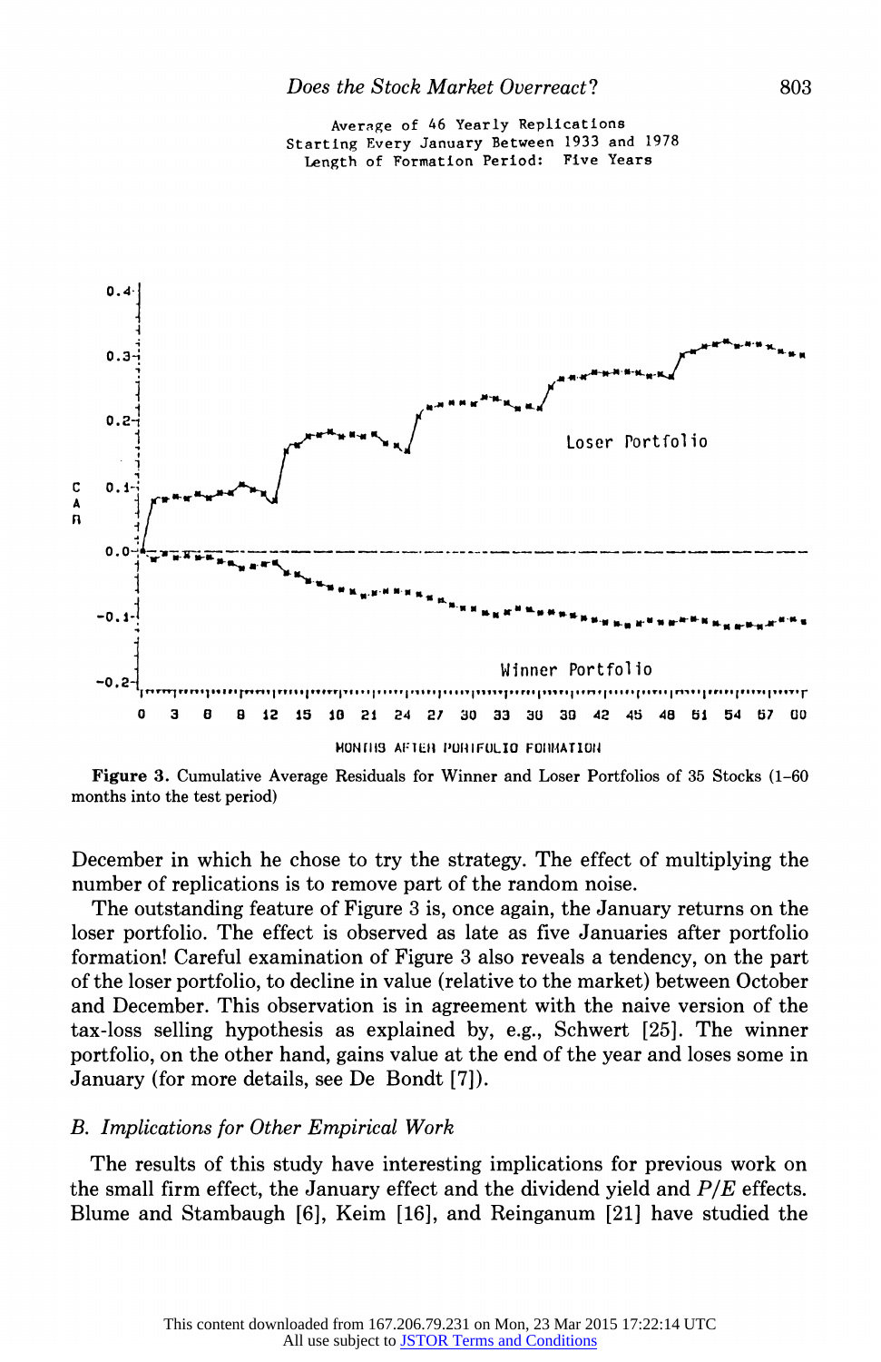Average of 46 Yearly Replications
Starting Every January Between 1933 and 1978
Length of Formation Period: Five Years

**Figure 3.** Cumulative Average Residuals for Winner and Loser Portfolios of 35 Stocks (1–60 months into the test period)

December in which he chose to try the strategy. The effect of multiplying the number of replications is to remove part of the random noise.

The outstanding feature of Figure 3 is, once again, the January returns on the loser portfolio. The effect is observed as late as five Januaries after portfolio formation! Careful examination of Figure 3 also reveals a tendency, on the part of the loser portfolio, to decline in value (relative to the market) between October and December. This observation is in agreement with the naive version of the tax-loss selling hypothesis as explained by, e.g., Schwert [25]. The winner portfolio, on the other hand, gains value at the end of the year and loses some in January (for more details, see De Bondt [7]).

### *B. Implications for Other Empirical Work*

The results of this study have interesting implications for previous work on the small firm effect, the January effect and the dividend yield and $P/E$ effects. Blume and Stambaugh [6], Keim [16], and Reinganum [21] have studied the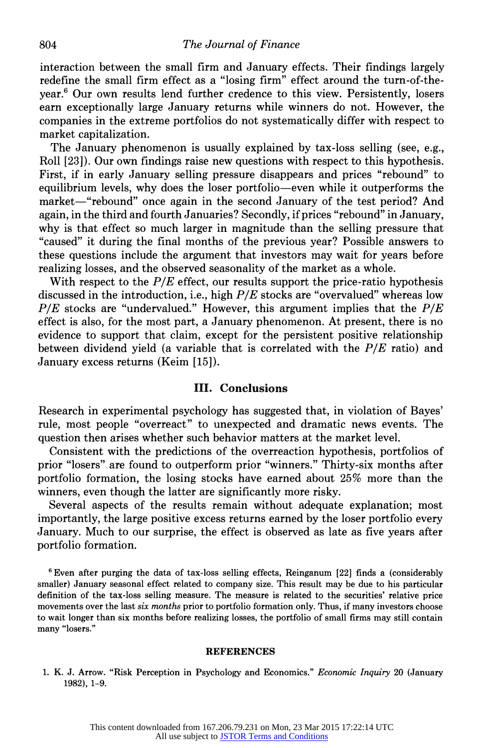interaction between the small firm and January effects. Their findings largely redefine the small firm effect as a "losing firm" effect around the turn-of-the-year.[6] Our own results lend further credence to this view. Persistently, losers earn exceptionally large January returns while winners do not. However, the companies in the extreme portfolios do not systematically differ with respect to market capitalization.

The January phenomenon is usually explained by tax-loss selling (see, e.g., Roll [23]). Our own findings raise new questions with respect to this hypothesis. First, if in early January selling pressure disappears and prices "rebound" to equilibrium levels, why does the loser portfolio—even while it outperforms the market—"rebound" once again in the second January of the test period? And again, in the third and fourth Januaries? Secondly, if prices "rebound" in January, why is that effect so much larger in magnitude than the selling pressure that "caused" it during the final months of the previous year? Possible answers to these questions include the argument that investors may wait for years before realizing losses, and the observed seasonality of the market as a whole.

With respect to the $P/E$ effect, our results support the price-ratio hypothesis discussed in the introduction, i.e., high $P/E$ stocks are "overvalued" whereas low $P/E$ stocks are "undervalued." However, this argument implies that the $P/E$ effect is also, for the most part, a January phenomenon. At present, there is no evidence to support that claim, except for the persistent positive relationship between dividend yield (a variable that is correlated with the $P/E$ ratio) and January excess returns (Keim [15]).

## III. Conclusions

Research in experimental psychology has suggested that, in violation of Bayes' rule, most people "overreact" to unexpected and dramatic news events. The question then arises whether such behavior matters at the market level.

Consistent with the predictions of the overreaction hypothesis, portfolios of prior "losers" are found to outperform prior "winners." Thirty-six months after portfolio formation, the losing stocks have earned about 25% more than the winners, even though the latter are significantly more risky.

Several aspects of the results remain without adequate explanation; most importantly, the large positive excess returns earned by the loser portfolio every January. Much to our surprise, the effect is observed as late as five years after portfolio formation.

[6] Even after purging the data of tax-loss selling effects, Reinganum [22] finds a (considerably smaller) January seasonal effect related to company size. This result may be due to his particular definition of the tax-loss selling measure. The measure is related to the securities' relative price movements over the last *six months* prior to portfolio formation only. Thus, if many investors choose to wait longer than six months before realizing losses, the portfolio of small firms may still contain many "losers."

### REFERENCES

1. K. J. Arrow. "Risk Perception in Psychology and Economics." *Economic Inquiry* 20 (January 1982), 1–9.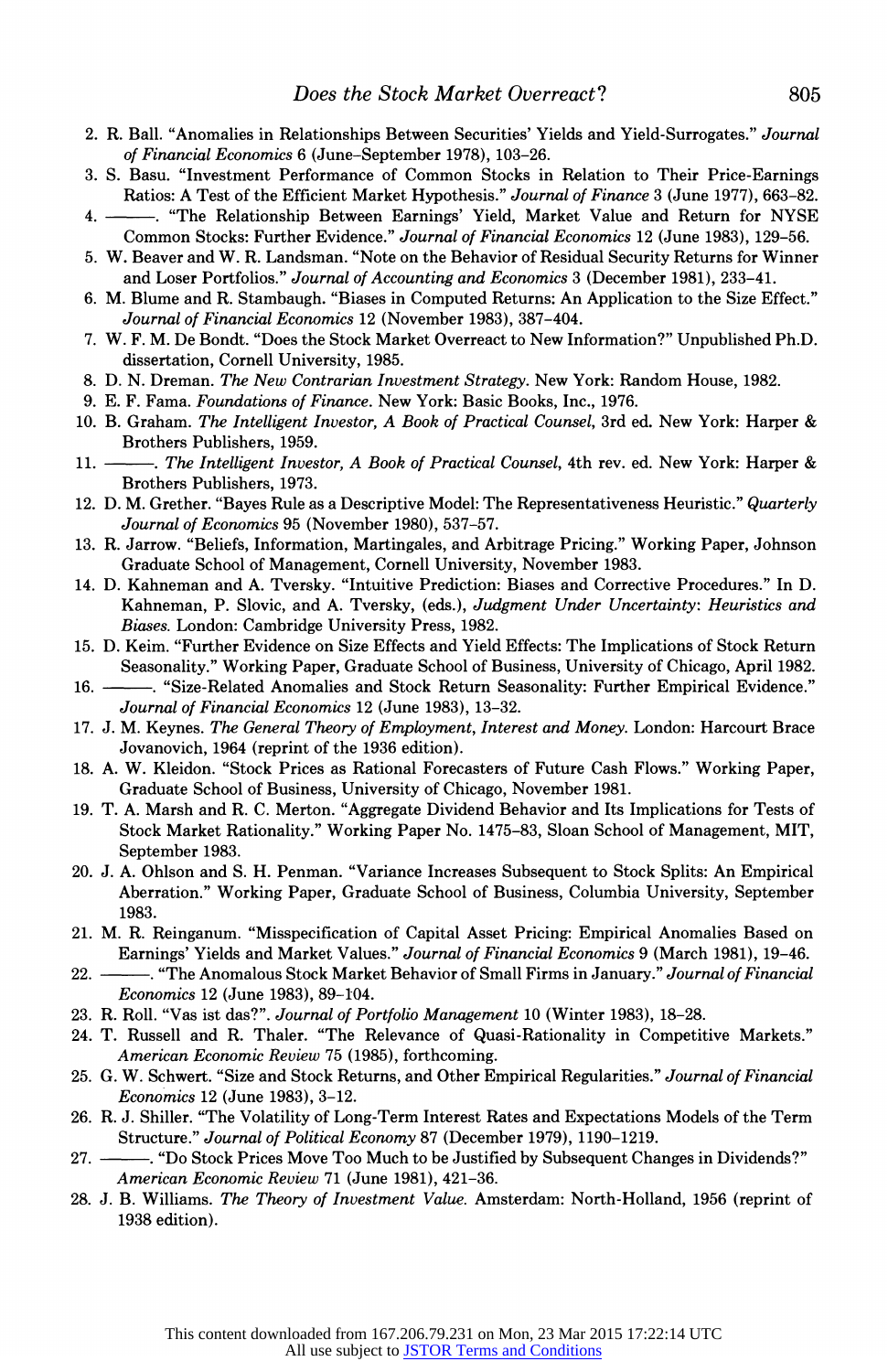2. R. Ball. "Anomalies in Relationships Between Securities' Yields and Yield-Surrogates." *Journal of Financial Economics* 6 (June–September 1978), 103–26.
3. S. Basu. "Investment Performance of Common Stocks in Relation to Their Price-Earnings Ratios: A Test of the Efficient Market Hypothesis." *Journal of Finance* 3 (June 1977), 663–82.
4. ———. "The Relationship Between Earnings' Yield, Market Value and Return for NYSE Common Stocks: Further Evidence." *Journal of Financial Economics* 12 (June 1983), 129–56.
5. W. Beaver and W. R. Landsman. "Note on the Behavior of Residual Security Returns for Winner and Loser Portfolios." *Journal of Accounting and Economics* 3 (December 1981), 233–41.
6. M. Blume and R. Stambaugh. "Biases in Computed Returns: An Application to the Size Effect." *Journal of Financial Economics* 12 (November 1983), 387–404.
7. W. F. M. De Bondt. "Does the Stock Market Overreact to New Information?" Unpublished Ph.D. dissertation, Cornell University, 1985.
8. D. N. Dreman. *The New Contrarian Investment Strategy*. New York: Random House, 1982.
9. E. F. Fama. *Foundations of Finance*. New York: Basic Books, Inc., 1976.
10. B. Graham. *The Intelligent Investor, A Book of Practical Counsel*, 3rd ed. New York: Harper & Brothers Publishers, 1959.
11. ———. *The Intelligent Investor, A Book of Practical Counsel*, 4th rev. ed. New York: Harper & Brothers Publishers, 1973.
12. D. M. Grether. "Bayes Rule as a Descriptive Model: The Representativeness Heuristic." *Quarterly Journal of Economics* 95 (November 1980), 537–57.
13. R. Jarrow. "Beliefs, Information, Martingales, and Arbitrage Pricing." Working Paper, Johnson Graduate School of Management, Cornell University, November 1983.
14. D. Kahneman and A. Tversky. "Intuitive Prediction: Biases and Corrective Procedures." In D. Kahneman, P. Slovic, and A. Tversky, (eds.), *Judgment Under Uncertainty: Heuristics and Biases*. London: Cambridge University Press, 1982.
15. D. Keim. "Further Evidence on Size Effects and Yield Effects: The Implications of Stock Return Seasonality." Working Paper, Graduate School of Business, University of Chicago, April 1982.
16. ———. "Size-Related Anomalies and Stock Return Seasonality: Further Empirical Evidence." *Journal of Financial Economics* 12 (June 1983), 13–32.
17. J. M. Keynes. *The General Theory of Employment, Interest and Money*. London: Harcourt Brace Jovanovich, 1964 (reprint of the 1936 edition).
18. A. W. Kleidon. "Stock Prices as Rational Forecasters of Future Cash Flows." Working Paper, Graduate School of Business, University of Chicago, November 1981.
19. T. A. Marsh and R. C. Merton. "Aggregate Dividend Behavior and Its Implications for Tests of Stock Market Rationality." Working Paper No. 1475–83, Sloan School of Management, MIT, September 1983.
20. J. A. Ohlson and S. H. Penman. "Variance Increases Subsequent to Stock Splits: An Empirical Aberration." Working Paper, Graduate School of Business, Columbia University, September 1983.
21. M. R. Reinganum. "Misspecification of Capital Asset Pricing: Empirical Anomalies Based on Earnings' Yields and Market Values." *Journal of Financial Economics* 9 (March 1981), 19–46.
22. ———. "The Anomalous Stock Market Behavior of Small Firms in January." *Journal of Financial Economics* 12 (June 1983), 89–104.
23. R. Roll. "Vas ist das?". *Journal of Portfolio Management* 10 (Winter 1983), 18–28.
24. T. Russell and R. Thaler. "The Relevance of Quasi-Rationality in Competitive Markets." *American Economic Review* 75 (1985), forthcoming.
25. G. W. Schwert. "Size and Stock Returns, and Other Empirical Regularities." *Journal of Financial Economics* 12 (June 1983), 3–12.
26. R. J. Shiller. "The Volatility of Long-Term Interest Rates and Expectations Models of the Term Structure." *Journal of Political Economy* 87 (December 1979), 1190–1219.
27. ———. "Do Stock Prices Move Too Much to be Justified by Subsequent Changes in Dividends?" *American Economic Review* 71 (June 1981), 421–36.
28. J. B. Williams. *The Theory of Investment Value*. Amsterdam: North-Holland, 1956 (reprint of 1938 edition).